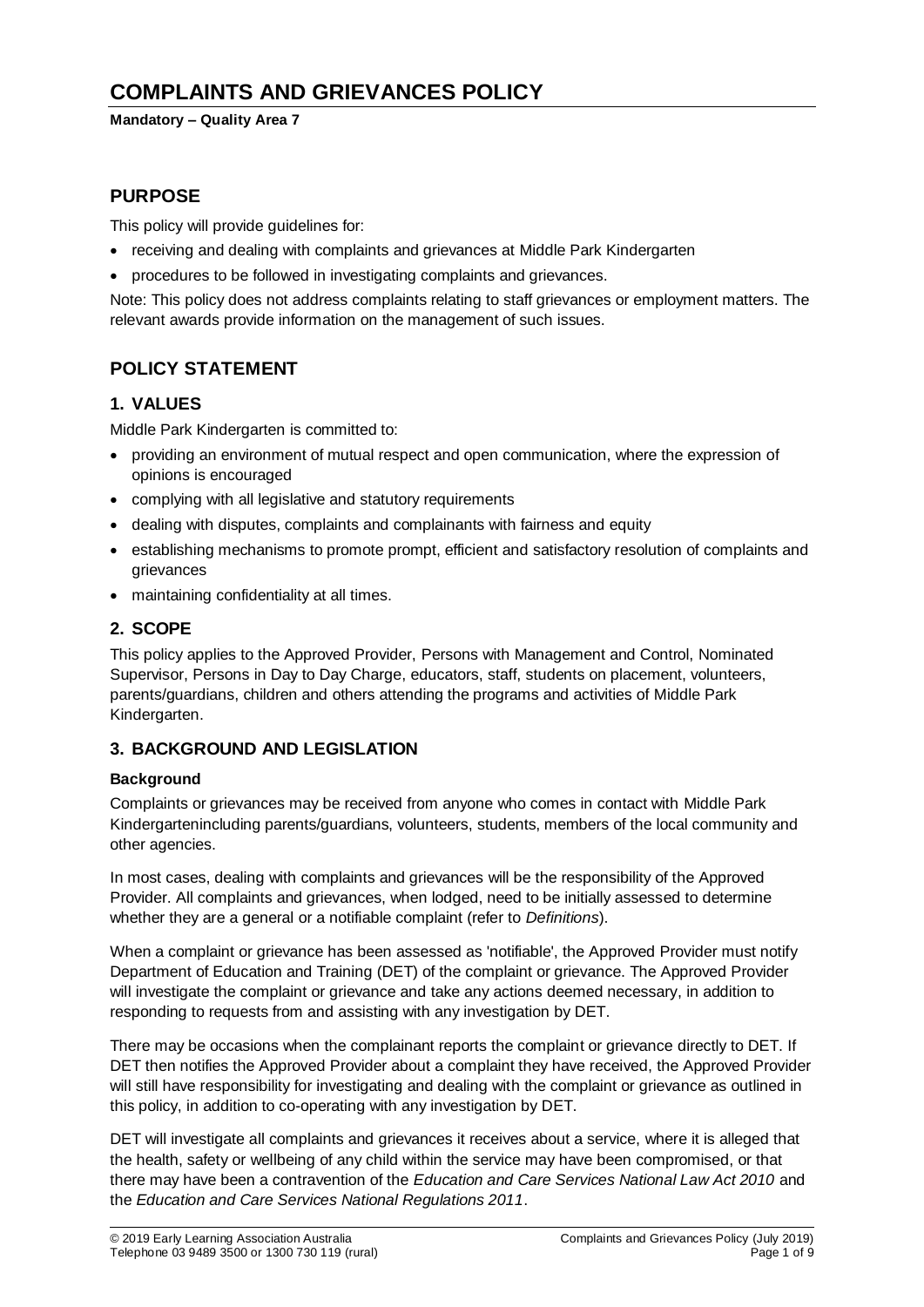# COMPLAINTS AND GRIEVANCES POLICY

**Mandatory – Quality Area 7**

## PURPOSE

This policy will provide guidelines for:

- receiving and dealing with complaints and grievances at Middle Park Kindergarten
- procedures to be followed in investigating complaints and grievances.

Note: This policy does not address complaints relating to staff grievances or employment matters. The relevant awards provide information on the management of such issues.

## POLICY STATEMENT

### 1. VALUES

Middle Park Kindergarten is committed to:

- providing an environment of mutual respect and open communication, where the expression of opinions is encouraged
- complying with all legislative and statutory requirements
- dealing with disputes, complaints and complainants with fairness and equity
- establishing mechanisms to promote prompt, efficient and satisfactory resolution of complaints and grievances
- maintaining confidentiality at all times.

### 2. SCOPE

This policy applies to the Approved Provider, Persons with Management and Control, Nominated Supervisor, Persons in Day to Day Charge, educators, staff, students on placement, volunteers, parents/guardians, children and others attending the programs and activities of Middle Park Kindergarten.

### 3. BACKGROUND AND LEGISLATION

**Background**

Complaints or grievances may be received from anyone who comes in contact with Middle Park Kindergartenincluding parents/guardians, volunteers, students, members of the local community and other agencies.

In most cases, dealing with complaints and grievances will be the responsibility of the Approved Provider. All complaints and grievances, when lodged, need to be initially assessed to determine whether they are a general or a notifiable complaint (refer to *Definitions*).

When a complaint or grievance has been assessed as 'notifiable', the Approved Provider must notify Department of Education and Training (DET) of the complaint or grievance. The Approved Provider will investigate the complaint or grievance and take any actions deemed necessary, in addition to responding to requests from and assisting with any investigation by DET.

There may be occasions when the complainant reports the complaint or grievance directly to DET. If DET then notifies the Approved Provider about a complaint they have received, the Approved Provider will still have responsibility for investigating and dealing with the complaint or grievance as outlined in this policy, in addition to co-operating with any investigation by DET.

DET will investigate all complaints and grievances it receives about a service, where it is alleged that the health, safety or wellbeing of any child within the service may have been compromised, or that there may have been a contravention of the *Education and Care Services National Law Act 2010* and the *Education and Care Services National Regulations 2011*.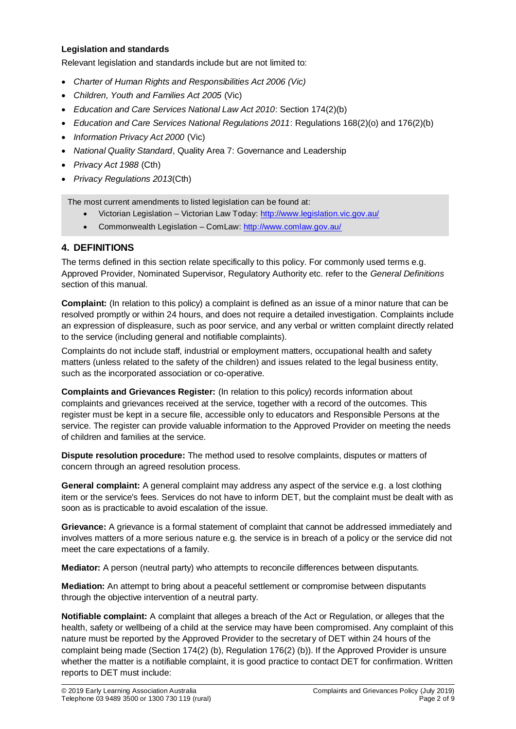**Legislation and standards**

Relevant legislation and standards include but are not limited to:

- *Charter of Human Rights and Responsibilities Act 2006 (Vic)*
- *Children, Youth and Families Act 2005* (Vic)
- *Education and Care Services National Law Act 2010*: Section 174(2)(b)
- *Education and Care Services National Regulations 2011*: Regulations 168(2)(o) and 176(2)(b)
- *Information Privacy Act 2000* (Vic)
- *National Quality Standard*, Quality Area 7: Governance and Leadership
- *Privacy Act 1988* (Cth)
- *Privacy Regulations 2013*(Cth)

The most current amendments to listed legislation can be found at:

- Victorian Legislation – Victorian Law Today: http://www.legislation.vic.gov.au/
- Commonwealth Legislation – ComLaw: http://www.comlaw.gov.au/

## 4. DEFINITIONS

The terms defined in this section relate specifically to this policy. For commonly used terms e.g. Approved Provider, Nominated Supervisor, Regulatory Authority etc. refer to the *General Definitions* section of this manual.

**Complaint:** (In relation to this policy) a complaint is defined as an issue of a minor nature that can be resolved promptly or within 24 hours, and does not require a detailed investigation. Complaints include an expression of displeasure, such as poor service, and any verbal or written complaint directly related to the service (including general and notifiable complaints).

Complaints do not include staff, industrial or employment matters, occupational health and safety matters (unless related to the safety of the children) and issues related to the legal business entity, such as the incorporated association or co-operative.

**Complaints and Grievances Register:** (In relation to this policy) records information about complaints and grievances received at the service, together with a record of the outcomes. This register must be kept in a secure file, accessible only to educators and Responsible Persons at the service. The register can provide valuable information to the Approved Provider on meeting the needs of children and families at the service.

**Dispute resolution procedure:** The method used to resolve complaints, disputes or matters of concern through an agreed resolution process.

**General complaint:** A general complaint may address any aspect of the service e.g. a lost clothing item or the service's fees. Services do not have to inform DET, but the complaint must be dealt with as soon as is practicable to avoid escalation of the issue.

**Grievance:** A grievance is a formal statement of complaint that cannot be addressed immediately and involves matters of a more serious nature e.g. the service is in breach of a policy or the service did not meet the care expectations of a family.

**Mediator:** A person (neutral party) who attempts to reconcile differences between disputants.

**Mediation:** An attempt to bring about a peaceful settlement or compromise between disputants through the objective intervention of a neutral party.

**Notifiable complaint:** A complaint that alleges a breach of the Act or Regulation, or alleges that the health, safety or wellbeing of a child at the service may have been compromised. Any complaint of this nature must be reported by the Approved Provider to the secretary of DET within 24 hours of the complaint being made (Section 174(2) (b), Regulation 176(2) (b)). If the Approved Provider is unsure whether the matter is a notifiable complaint, it is good practice to contact DET for confirmation. Written reports to DET must include: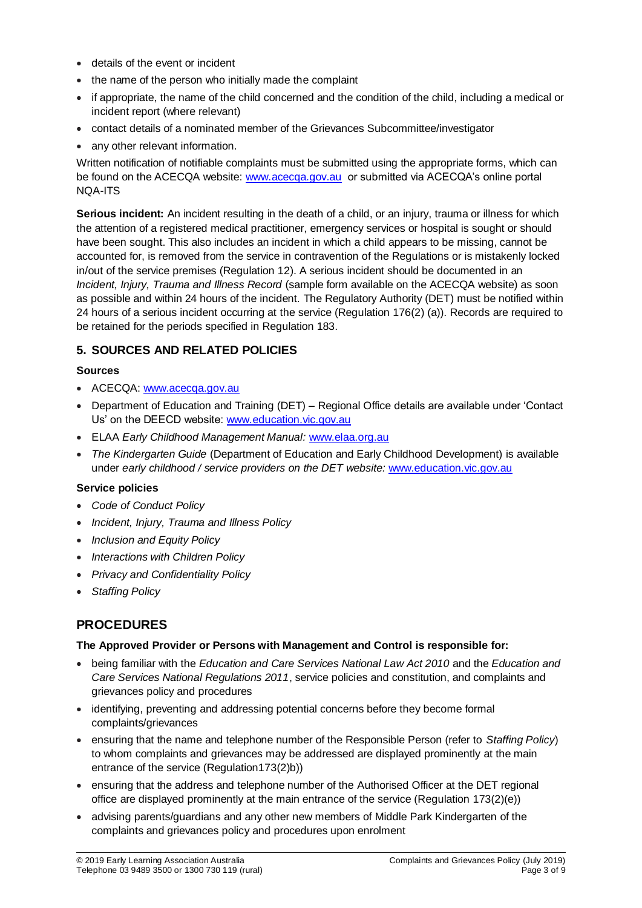- details of the event or incident
- the name of the person who initially made the complaint
- if appropriate, the name of the child concerned and the condition of the child, including a medical or incident report (where relevant)
- contact details of a nominated member of the Grievances Subcommittee/investigator
- any other relevant information.

Written notification of notifiable complaints must be submitted using the appropriate forms, which can be found on the ACECQA website: www.acecqa.gov.au or submitted via ACECQA's online portal NQA-ITS

**Serious incident:** An incident resulting in the death of a child, or an injury, trauma or illness for which the attention of a registered medical practitioner, emergency services or hospital is sought or should have been sought. This also includes an incident in which a child appears to be missing, cannot be accounted for, is removed from the service in contravention of the Regulations or is mistakenly locked in/out of the service premises (Regulation 12). A serious incident should be documented in an *Incident, Injury, Trauma and Illness Record* (sample form available on the ACECQA website) as soon as possible and within 24 hours of the incident. The Regulatory Authority (DET) must be notified within 24 hours of a serious incident occurring at the service (Regulation 176(2) (a)). Records are required to be retained for the periods specified in Regulation 183.

## 5. SOURCES AND RELATED POLICIES

### Sources

- ACECQA: www.acecqa.gov.au
- Department of Education and Training (DET) – Regional Office details are available under 'Contact Us' on the DEECD website: www.education.vic.gov.au
- ELAA *Early Childhood Management Manual:* www.elaa.org.au
- *The Kindergarten Guide* (Department of Education and Early Childhood Development) is available under *early childhood / service providers on the DET website:* www.education.vic.gov.au

### Service policies

- *Code of Conduct Policy*
- *Incident, Injury, Trauma and Illness Policy*
- *Inclusion and Equity Policy*
- *Interactions with Children Policy*
- *Privacy and Confidentiality Policy*
- *Staffing Policy*

# PROCEDURES

**The Approved Provider or Persons with Management and Control is responsible for:**

- being familiar with the *Education and Care Services National Law Act 2010* and the *Education and Care Services National Regulations 2011*, service policies and constitution, and complaints and grievances policy and procedures
- identifying, preventing and addressing potential concerns before they become formal complaints/grievances
- ensuring that the name and telephone number of the Responsible Person (refer to *Staffing Policy*) to whom complaints and grievances may be addressed are displayed prominently at the main entrance of the service (Regulation173(2)b))
- ensuring that the address and telephone number of the Authorised Officer at the DET regional office are displayed prominently at the main entrance of the service (Regulation 173(2)(e))
- advising parents/guardians and any other new members of Middle Park Kindergarten of the complaints and grievances policy and procedures upon enrolment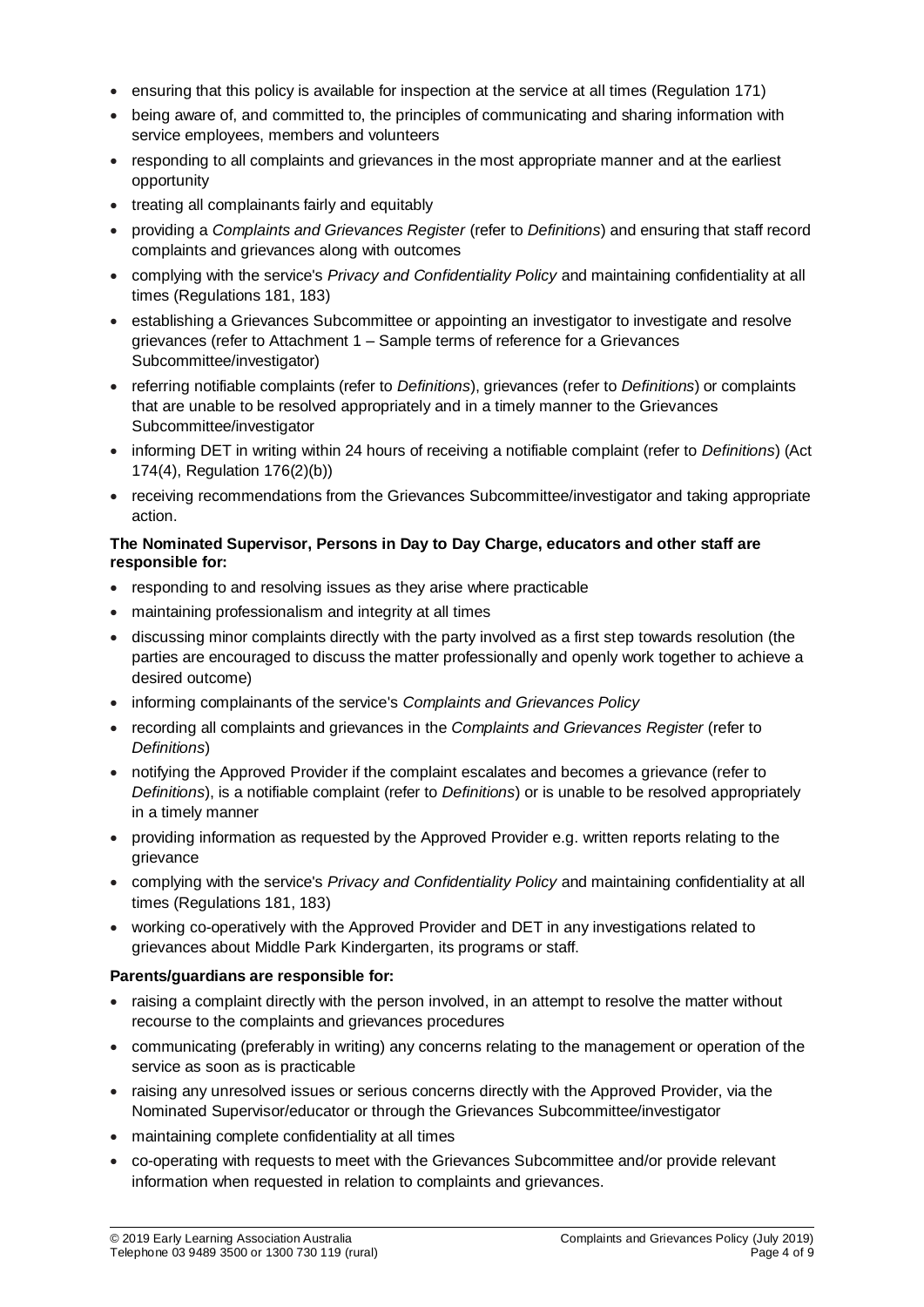- ensuring that this policy is available for inspection at the service at all times (Regulation 171)
- being aware of, and committed to, the principles of communicating and sharing information with service employees, members and volunteers
- responding to all complaints and grievances in the most appropriate manner and at the earliest opportunity
- treating all complainants fairly and equitably
- providing a *Complaints and Grievances Register* (refer to *Definitions*) and ensuring that staff record complaints and grievances along with outcomes
- complying with the service's *Privacy and Confidentiality Policy* and maintaining confidentiality at all times (Regulations 181, 183)
- establishing a Grievances Subcommittee or appointing an investigator to investigate and resolve grievances (refer to Attachment 1 – Sample terms of reference for a Grievances Subcommittee/investigator)
- referring notifiable complaints (refer to *Definitions*), grievances (refer to *Definitions*) or complaints that are unable to be resolved appropriately and in a timely manner to the Grievances Subcommittee/investigator
- informing DET in writing within 24 hours of receiving a notifiable complaint (refer to *Definitions*) (Act 174(4), Regulation 176(2)(b))
- receiving recommendations from the Grievances Subcommittee/investigator and taking appropriate action.

**The Nominated Supervisor, Persons in Day to Day Charge, educators and other staff are responsible for:**

- responding to and resolving issues as they arise where practicable
- maintaining professionalism and integrity at all times
- discussing minor complaints directly with the party involved as a first step towards resolution (the parties are encouraged to discuss the matter professionally and openly work together to achieve a desired outcome)
- informing complainants of the service's *Complaints and Grievances Policy*
- recording all complaints and grievances in the *Complaints and Grievances Register* (refer to *Definitions*)
- notifying the Approved Provider if the complaint escalates and becomes a grievance (refer to *Definitions*), is a notifiable complaint (refer to *Definitions*) or is unable to be resolved appropriately in a timely manner
- providing information as requested by the Approved Provider e.g. written reports relating to the grievance
- complying with the service's *Privacy and Confidentiality Policy* and maintaining confidentiality at all times (Regulations 181, 183)
- working co-operatively with the Approved Provider and DET in any investigations related to grievances about Middle Park Kindergarten, its programs or staff.

**Parents/guardians are responsible for:**

- raising a complaint directly with the person involved, in an attempt to resolve the matter without recourse to the complaints and grievances procedures
- communicating (preferably in writing) any concerns relating to the management or operation of the service as soon as is practicable
- raising any unresolved issues or serious concerns directly with the Approved Provider, via the Nominated Supervisor/educator or through the Grievances Subcommittee/investigator
- maintaining complete confidentiality at all times
- co-operating with requests to meet with the Grievances Subcommittee and/or provide relevant information when requested in relation to complaints and grievances.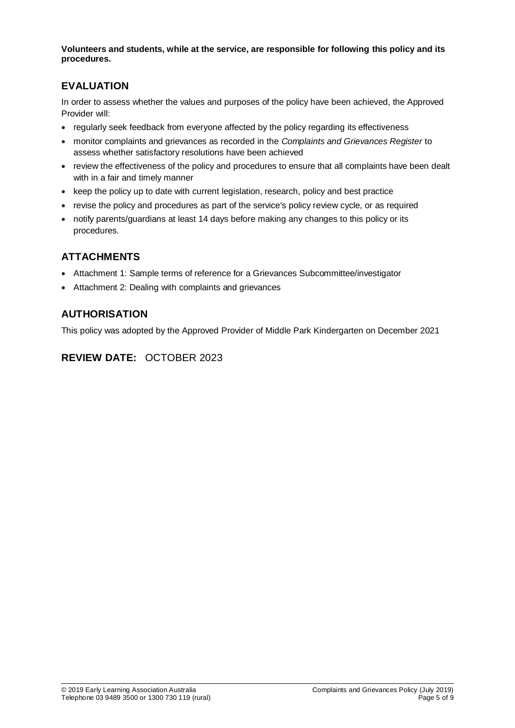**Volunteers and students, while at the service, are responsible for following this policy and its procedures.**

## EVALUATION

In order to assess whether the values and purposes of the policy have been achieved, the Approved Provider will:

- regularly seek feedback from everyone affected by the policy regarding its effectiveness
- monitor complaints and grievances as recorded in the *Complaints and Grievances Register* to assess whether satisfactory resolutions have been achieved
- review the effectiveness of the policy and procedures to ensure that all complaints have been dealt with in a fair and timely manner
- keep the policy up to date with current legislation, research, policy and best practice
- revise the policy and procedures as part of the service's policy review cycle, or as required
- notify parents/guardians at least 14 days before making any changes to this policy or its procedures.

## ATTACHMENTS

- Attachment 1: Sample terms of reference for a Grievances Subcommittee/investigator
- Attachment 2: Dealing with complaints and grievances

## AUTHORISATION

This policy was adopted by the Approved Provider of Middle Park Kindergarten on December 2021

## REVIEW DATE: OCTOBER 2023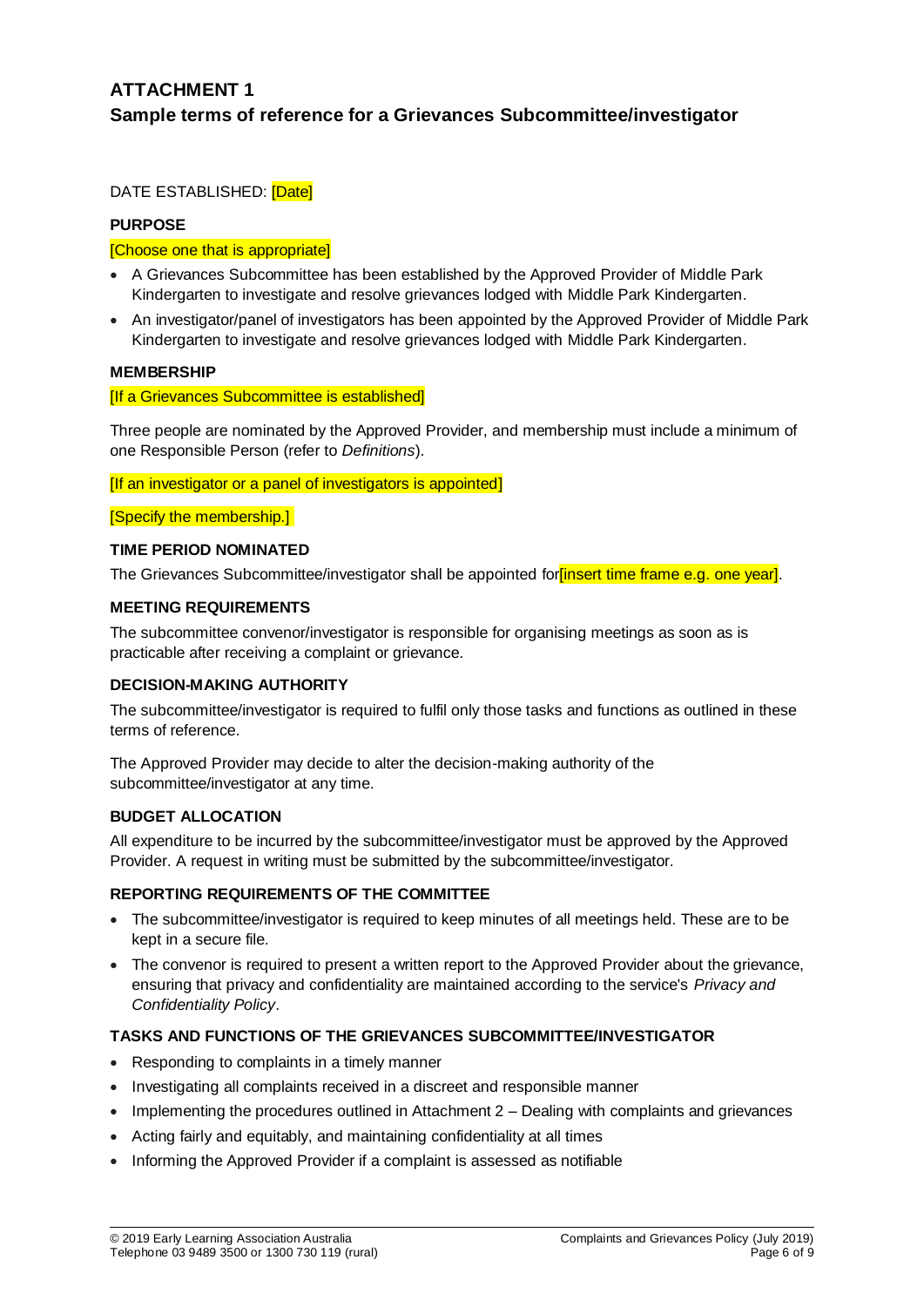# ATTACHMENT 1

## Sample terms of reference for a Grievances Subcommittee/investigator

DATE ESTABLISHED: [Date]

**PURPOSE**

[Choose one that is appropriate]

- A Grievances Subcommittee has been established by the Approved Provider of Middle Park Kindergarten to investigate and resolve grievances lodged with Middle Park Kindergarten.
- An investigator/panel of investigators has been appointed by the Approved Provider of Middle Park Kindergarten to investigate and resolve grievances lodged with Middle Park Kindergarten.

**MEMBERSHIP**

[If a Grievances Subcommittee is established]

Three people are nominated by the Approved Provider, and membership must include a minimum of one Responsible Person (refer to *Definitions*).

[If an investigator or a panel of investigators is appointed]

[Specify the membership.]

**TIME PERIOD NOMINATED**

The Grievances Subcommittee/investigator shall be appointed for[insert time frame e.g. one year].

**MEETING REQUIREMENTS**

The subcommittee convenor/investigator is responsible for organising meetings as soon as is practicable after receiving a complaint or grievance.

**DECISION-MAKING AUTHORITY**

The subcommittee/investigator is required to fulfil only those tasks and functions as outlined in these terms of reference.

The Approved Provider may decide to alter the decision-making authority of the subcommittee/investigator at any time.

**BUDGET ALLOCATION**

All expenditure to be incurred by the subcommittee/investigator must be approved by the Approved Provider. A request in writing must be submitted by the subcommittee/investigator.

**REPORTING REQUIREMENTS OF THE COMMITTEE**

- The subcommittee/investigator is required to keep minutes of all meetings held. These are to be kept in a secure file.
- The convenor is required to present a written report to the Approved Provider about the grievance, ensuring that privacy and confidentiality are maintained according to the service's *Privacy and Confidentiality Policy*.

**TASKS AND FUNCTIONS OF THE GRIEVANCES SUBCOMMITTEE/INVESTIGATOR**

- Responding to complaints in a timely manner
- Investigating all complaints received in a discreet and responsible manner
- Implementing the procedures outlined in Attachment 2 – Dealing with complaints and grievances
- Acting fairly and equitably, and maintaining confidentiality at all times
- Informing the Approved Provider if a complaint is assessed as notifiable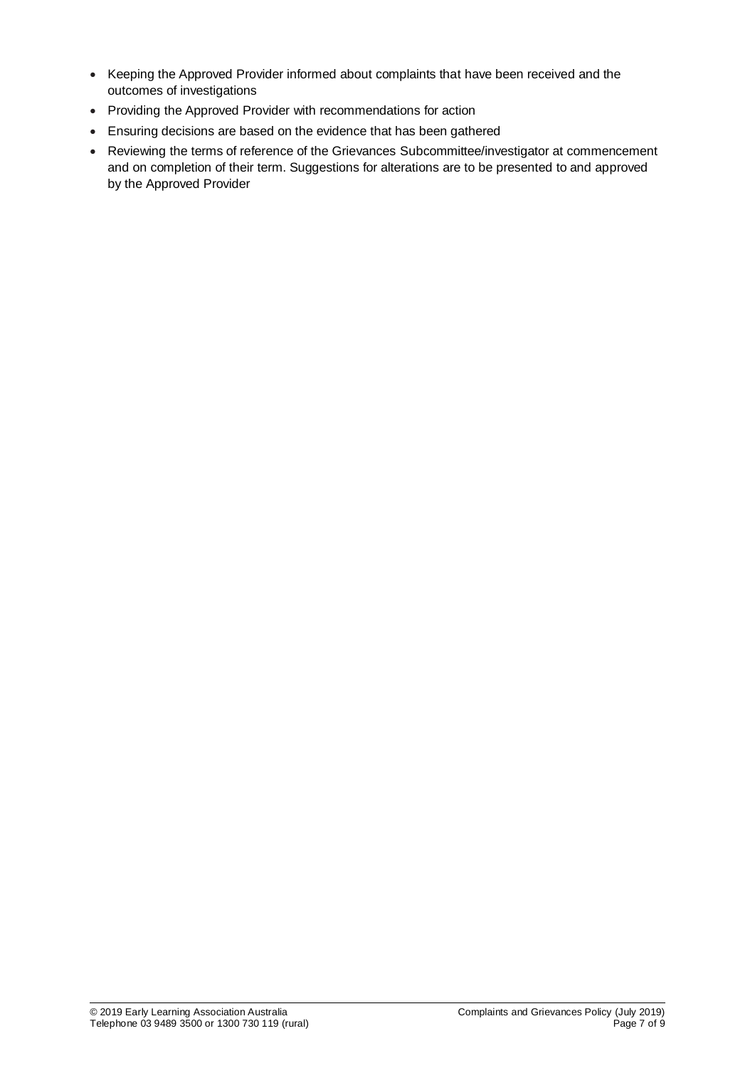- Keeping the Approved Provider informed about complaints that have been received and the outcomes of investigations
- Providing the Approved Provider with recommendations for action
- Ensuring decisions are based on the evidence that has been gathered
- Reviewing the terms of reference of the Grievances Subcommittee/investigator at commencement and on completion of their term. Suggestions for alterations are to be presented to and approved by the Approved Provider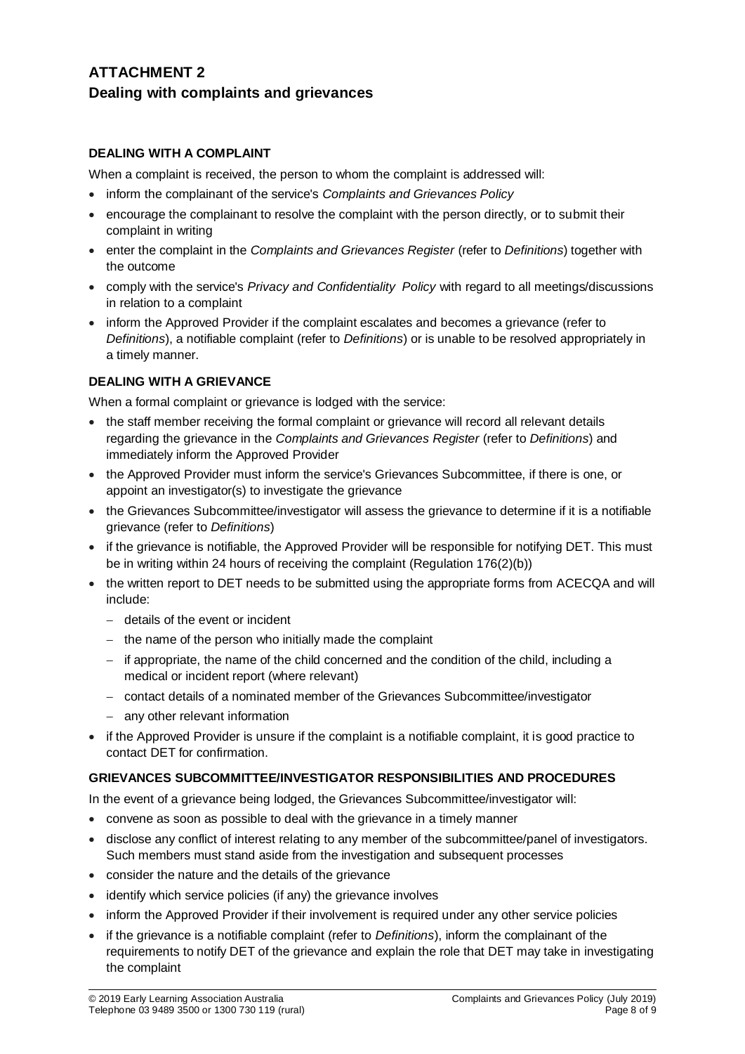# ATTACHMENT 2

## Dealing with complaints and grievances

### DEALING WITH A COMPLAINT

When a complaint is received, the person to whom the complaint is addressed will:

- inform the complainant of the service's *Complaints and Grievances Policy*
- encourage the complainant to resolve the complaint with the person directly, or to submit their complaint in writing
- enter the complaint in the *Complaints and Grievances Register* (refer to *Definitions*) together with the outcome
- comply with the service's *Privacy and Confidentiality Policy* with regard to all meetings/discussions in relation to a complaint
- inform the Approved Provider if the complaint escalates and becomes a grievance (refer to *Definitions*), a notifiable complaint (refer to *Definitions*) or is unable to be resolved appropriately in a timely manner.

### DEALING WITH A GRIEVANCE

When a formal complaint or grievance is lodged with the service:

- the staff member receiving the formal complaint or grievance will record all relevant details regarding the grievance in the *Complaints and Grievances Register* (refer to *Definitions*) and immediately inform the Approved Provider
- the Approved Provider must inform the service's Grievances Subcommittee, if there is one, or appoint an investigator(s) to investigate the grievance
- the Grievances Subcommittee/investigator will assess the grievance to determine if it is a notifiable grievance (refer to *Definitions*)
- if the grievance is notifiable, the Approved Provider will be responsible for notifying DET. This must be in writing within 24 hours of receiving the complaint (Regulation 176(2)(b))
- the written report to DET needs to be submitted using the appropriate forms from ACECQA and will include:
  - details of the event or incident
  - the name of the person who initially made the complaint
  - if appropriate, the name of the child concerned and the condition of the child, including a medical or incident report (where relevant)
  - contact details of a nominated member of the Grievances Subcommittee/investigator
  - any other relevant information
- if the Approved Provider is unsure if the complaint is a notifiable complaint, it is good practice to contact DET for confirmation.

### GRIEVANCES SUBCOMMITTEE/INVESTIGATOR RESPONSIBILITIES AND PROCEDURES

In the event of a grievance being lodged, the Grievances Subcommittee/investigator will:

- convene as soon as possible to deal with the grievance in a timely manner
- disclose any conflict of interest relating to any member of the subcommittee/panel of investigators. Such members must stand aside from the investigation and subsequent processes
- consider the nature and the details of the grievance
- identify which service policies (if any) the grievance involves
- inform the Approved Provider if their involvement is required under any other service policies
- if the grievance is a notifiable complaint (refer to *Definitions*), inform the complainant of the requirements to notify DET of the grievance and explain the role that DET may take in investigating the complaint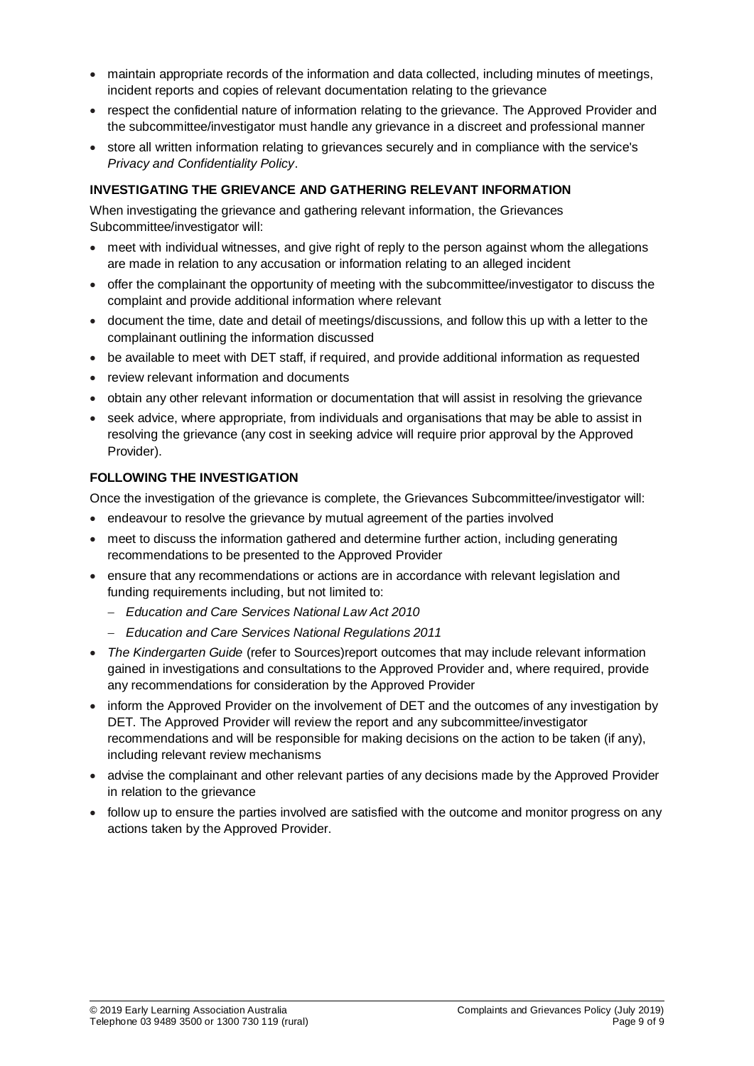- maintain appropriate records of the information and data collected, including minutes of meetings, incident reports and copies of relevant documentation relating to the grievance
- respect the confidential nature of information relating to the grievance. The Approved Provider and the subcommittee/investigator must handle any grievance in a discreet and professional manner
- store all written information relating to grievances securely and in compliance with the service's *Privacy and Confidentiality Policy*.

**INVESTIGATING THE GRIEVANCE AND GATHERING RELEVANT INFORMATION**

When investigating the grievance and gathering relevant information, the Grievances Subcommittee/investigator will:

- meet with individual witnesses, and give right of reply to the person against whom the allegations are made in relation to any accusation or information relating to an alleged incident
- offer the complainant the opportunity of meeting with the subcommittee/investigator to discuss the complaint and provide additional information where relevant
- document the time, date and detail of meetings/discussions, and follow this up with a letter to the complainant outlining the information discussed
- be available to meet with DET staff, if required, and provide additional information as requested
- review relevant information and documents
- obtain any other relevant information or documentation that will assist in resolving the grievance
- seek advice, where appropriate, from individuals and organisations that may be able to assist in resolving the grievance (any cost in seeking advice will require prior approval by the Approved Provider).

**FOLLOWING THE INVESTIGATION**

Once the investigation of the grievance is complete, the Grievances Subcommittee/investigator will:

- endeavour to resolve the grievance by mutual agreement of the parties involved
- meet to discuss the information gathered and determine further action, including generating recommendations to be presented to the Approved Provider
- ensure that any recommendations or actions are in accordance with relevant legislation and funding requirements including, but not limited to:
  - *Education and Care Services National Law Act 2010*
  - *Education and Care Services National Regulations 2011*
- *The Kindergarten Guide* (refer to Sources)report outcomes that may include relevant information gained in investigations and consultations to the Approved Provider and, where required, provide any recommendations for consideration by the Approved Provider
- inform the Approved Provider on the involvement of DET and the outcomes of any investigation by DET. The Approved Provider will review the report and any subcommittee/investigator recommendations and will be responsible for making decisions on the action to be taken (if any), including relevant review mechanisms
- advise the complainant and other relevant parties of any decisions made by the Approved Provider in relation to the grievance
- follow up to ensure the parties involved are satisfied with the outcome and monitor progress on any actions taken by the Approved Provider.